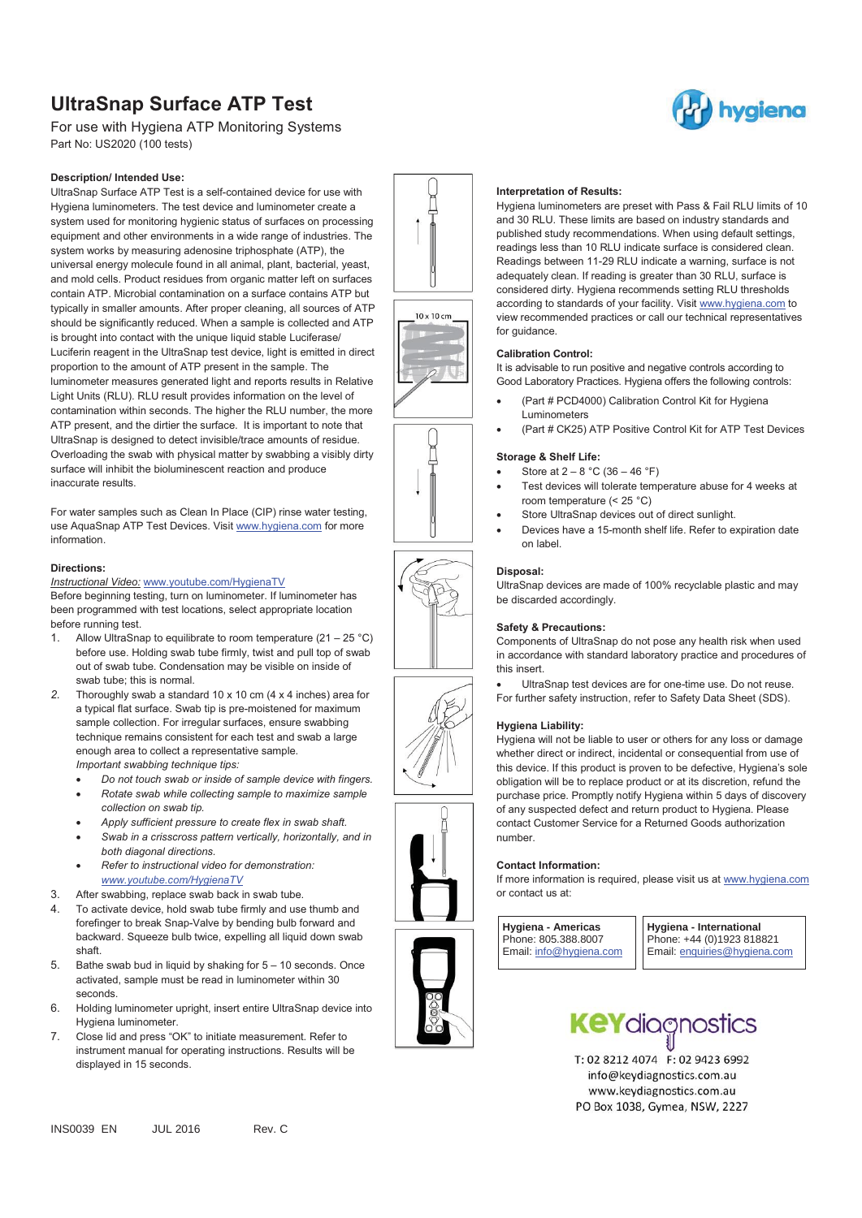# UltraSnap Surface ATP Test

For use with Hygiena ATP Monitoring Systems

Part No: US2020 (100 tests)

**Description/ Intended Use:**

UltraSnap Surface ATP Test is a self-contained device for use with Hygiena luminometers. The test device and luminometer create a system used for monitoring hygienic status of surfaces on processing equipment and other environments in a wide range of industries. The system works by measuring adenosine triphosphate (ATP), the universal energy molecule found in all animal, plant, bacterial, yeast, and mold cells. Product residues from organic matter left on surfaces contain ATP. Microbial contamination on a surface contains ATP but typically in smaller amounts. After proper cleaning, all sources of ATP should be significantly reduced. When a sample is collected and ATP is brought into contact with the unique liquid stable Luciferase/ Luciferin reagent in the UltraSnap test device, light is emitted in direct proportion to the amount of ATP present in the sample. The luminometer measures generated light and reports results in Relative Light Units (RLU). RLU result provides information on the level of contamination within seconds. The higher the RLU number, the more ATP present, and the dirtier the surface. It is important to note that UltraSnap is designed to detect invisible/trace amounts of residue. Overloading the swab with physical matter by swabbing a visibly dirty surface will inhibit the bioluminescent reaction and produce inaccurate results.

For water samples such as Clean In Place (CIP) rinse water testing, use AquaSnap ATP Test Devices. Visit www.hygiena.com for more information.

**Directions:**

*Instructional Video:* www.youtube.com/HygienaTV

Before beginning testing, turn on luminometer. If luminometer has been programmed with test locations, select appropriate location before running test.

1. Allow UltraSnap to equilibrate to room temperature (21 – 25 °C) before use. Holding swab tube firmly, twist and pull top of swab out of swab tube. Condensation may be visible on inside of swab tube; this is normal.
2. Thoroughly swab a standard 10 x 10 cm (4 x 4 inches) area for a typical flat surface. Swab tip is pre-moistened for maximum sample collection. For irregular surfaces, ensure swabbing technique remains consistent for each test and swab a large enough area to collect a representative sample.
   *Important swabbing technique tips:*
   - *Do not touch swab or inside of sample device with fingers.*
   - *Rotate swab while collecting sample to maximize sample collection on swab tip.*
   - *Apply sufficient pressure to create flex in swab shaft.*
   - *Swab in a crisscross pattern vertically, horizontally, and in both diagonal directions.*
   - *Refer to instructional video for demonstration: www.youtube.com/HygienaTV*
3. After swabbing, replace swab back in swab tube.
4. To activate device, hold swab tube firmly and use thumb and forefinger to break Snap-Valve by bending bulb forward and backward. Squeeze bulb twice, expelling all liquid down swab shaft.
5. Bathe swab bud in liquid by shaking for 5 – 10 seconds. Once activated, sample must be read in luminometer within 30 seconds.
6. Holding luminometer upright, insert entire UltraSnap device into Hygiena luminometer.
7. Close lid and press "OK" to initiate measurement. Refer to instrument manual for operating instructions. Results will be displayed in 15 seconds.

10 x 10 cm

**Interpretation of Results:**

Hygiena luminometers are preset with Pass & Fail RLU limits of 10 and 30 RLU. These limits are based on industry standards and published study recommendations. When using default settings, readings less than 10 RLU indicate surface is considered clean. Readings between 11-29 RLU indicate a warning, surface is not adequately clean. If reading is greater than 30 RLU, surface is considered dirty. Hygiena recommends setting RLU thresholds according to standards of your facility. Visit www.hygiena.com to view recommended practices or call our technical representatives for guidance.

**Calibration Control:**

It is advisable to run positive and negative controls according to Good Laboratory Practices. Hygiena offers the following controls:

- (Part # PCD4000) Calibration Control Kit for Hygiena Luminometers
- (Part # CK25) ATP Positive Control Kit for ATP Test Devices

**Storage & Shelf Life:**

- Store at 2 – 8 °C (36 – 46 °F)
- Test devices will tolerate temperature abuse for 4 weeks at room temperature (< 25 °C)
- Store UltraSnap devices out of direct sunlight.
- Devices have a 15-month shelf life. Refer to expiration date on label.

**Disposal:**

UltraSnap devices are made of 100% recyclable plastic and may be discarded accordingly.

**Safety & Precautions:**

Components of UltraSnap do not pose any health risk when used in accordance with standard laboratory practice and procedures of this insert.

- UltraSnap test devices are for one-time use. Do not reuse.

For further safety instruction, refer to Safety Data Sheet (SDS).

**Hygiena Liability:**

Hygiena will not be liable to user or others for any loss or damage whether direct or indirect, incidental or consequential from use of this device. If this product is proven to be defective, Hygiena's sole obligation will be to replace product or at its discretion, refund the purchase price. Promptly notify Hygiena within 5 days of discovery of any suspected defect and return product to Hygiena. Please contact Customer Service for a Returned Goods authorization number.

**Contact Information:**

If more information is required, please visit us at www.hygiena.com or contact us at:

| **Hygiena - Americas** | **Hygiena - International** |
|---|---|
| Phone: 805.388.8007 | Phone: +44 (0)1923 818821 |
| Email: info@hygiena.com | Email: enquiries@hygiena.com |

KEYdiagnostics

T: 02 8212 4074 F: 02 9423 6992

info@keydiagnostics.com.au

www.keydiagnostics.com.au

PO Box 1038, Gymea, NSW, 2227

INS0039 EN JUL 2016 Rev. C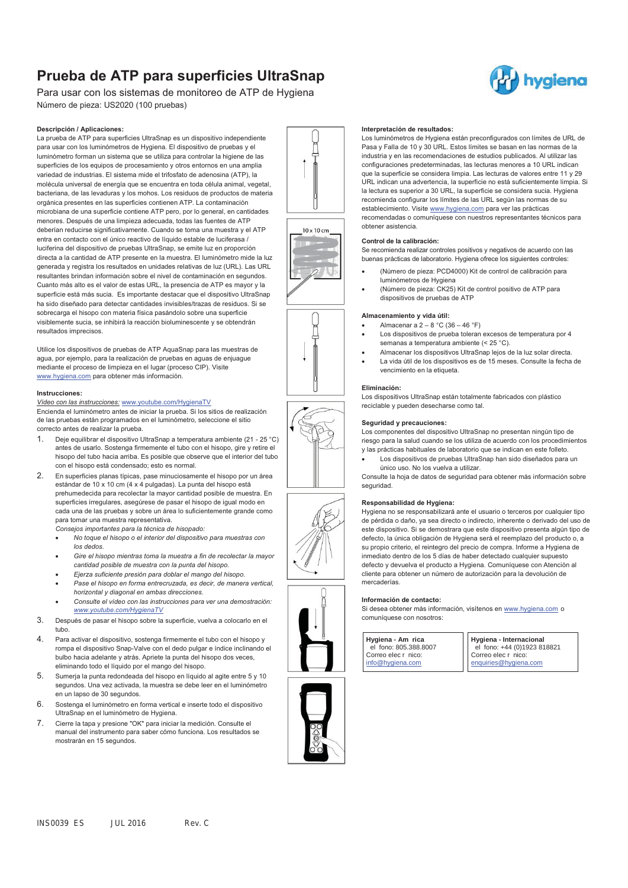# Prueba de ATP para superficies UltraSnap

Para usar con los sistemas de monitoreo de ATP de Hygiena

Número de pieza: US2020 (100 pruebas)

### Descripción / Aplicaciones:

La prueba de ATP para superficies UltraSnap es un dispositivo independiente para usar con los luminómetros de Hygiena. El dispositivo de pruebas y el luminómetro forman un sistema que se utiliza para controlar la higiene de las superficies de los equipos de procesamiento y otros entornos en una amplia variedad de industrias. El sistema mide el trifosfato de adenosina (ATP), la molécula universal de energía que se encuentra en toda célula animal, vegetal, bacteriana, de las levaduras y los mohos. Los residuos de productos de materia orgánica presentes en las superficies contienen ATP. La contaminación microbiana de una superficie contiene ATP pero, por lo general, en cantidades menores. Después de una limpieza adecuada, todas las fuentes de ATP deberían reducirse significativamente. Cuando se toma una muestra y el ATP entra en contacto con el único reactivo de líquido estable de luciferasa / luciferina del dispositivo de pruebas UltraSnap, se emite luz en proporción directa a la cantidad de ATP presente en la muestra. El luminómetro mide la luz generada y registra los resultados en unidades relativas de luz (URL). Las URL resultantes brindan información sobre el nivel de contaminación en segundos. Cuanto más alto es el valor de estas URL, la presencia de ATP es mayor y la superficie está más sucia. Es importante destacar que el dispositivo UltraSnap ha sido diseñado para detectar cantidades invisibles/trazas de residuos. Si se sobrecarga el hisopo con materia física pasándolo sobre una superficie visiblemente sucia, se inhibirá la reacción bioluminescente y se obtendrán resultados imprecisos.

Utilice los dispositivos de pruebas de ATP AquaSnap para las muestras de agua, por ejemplo, para la realización de pruebas en aguas de enjuague mediante el proceso de limpieza en el lugar (proceso CIP). Visite www.hygiena.com para obtener más información.

### Instrucciones:

*Video con las instrucciones:* www.youtube.com/HygienaTV

Encienda el luminómetro antes de iniciar la prueba. Si los sitios de realización de las pruebas están programados en el luminómetro, seleccione el sitio correcto antes de realizar la prueba.

1. Deje equilibrar el dispositivo UltraSnap a temperatura ambiente (21 - 25 °C) antes de usarlo. Sostenga firmemente el tubo con el hisopo, gire y retire el hisopo del tubo hacia arriba. Es posible que observe que el interior del tubo con el hisopo está condensado; esto es normal.
2. En superficies planas típicas, pase minuciosamente el hisopo por un área estándar de 10 x 10 cm (4 x 4 pulgadas). La punta del hisopo está prehumedecida para recolectar la mayor cantidad posible de muestra. En superficies irregulares, asegúrese de pasar el hisopo de igual modo en cada una de las pruebas y sobre un área lo suficientemente grande como para tomar una muestra representativa.
   *Consejos importantes para la técnica de hisopado:*
   - *No toque el hisopo o el interior del dispositivo para muestras con los dedos.*
   - *Gire el hisopo mientras toma la muestra a fin de recolectar la mayor cantidad posible de muestra con la punta del hisopo.*
   - *Ejerza suficiente presión para doblar el mango del hisopo.*
   - *Pase el hisopo en forma entrecruzada, es decir, de manera vertical, horizontal y diagonal en ambas direcciones.*
   - *Consulte el video con las instrucciones para ver una demostración: www.youtube.com/HygienaTV*
3. Después de pasar el hisopo sobre la superficie, vuelva a colocarlo en el tubo.
4. Para activar el dispositivo, sostenga firmemente el tubo con el hisopo y rompa el dispositivo Snap-Valve con el dedo pulgar e índice inclinando el bulbo hacia adelante y atrás. Apriete la punta del hisopo dos veces, eliminando todo el líquido por el mango del hisopo.
5. Sumerja la punta redondeada del hisopo en líquido al agite entre 5 y 10 segundos. Una vez activada, la muestra se debe leer en el luminómetro en un lapso de 30 segundos.
6. Sostenga el luminómetro en forma vertical e inserte todo el dispositivo UltraSnap en el luminómetro de Hygiena.
7. Cierre la tapa y presione "OK" para iniciar la medición. Consulte el manual del instrumento para saber cómo funciona. Los resultados se mostrarán en 15 segundos.

### Interpretación de resultados:

Los luminómetros de Hygiena están preconfigurados con límites de URL de Pasa y Falla de 10 y 30 URL. Estos límites se basan en las normas de la industria y en las recomendaciones de estudios publicados. Al utilizar las configuraciones predeterminadas, las lecturas menores a 10 URL indican que la superficie se considera limpia. Las lecturas de valores entre 11 y 29 URL indican una advertencia, la superficie no está suficientemente limpia. Si la lectura es superior a 30 URL, la superficie se considera sucia. Hygiena recomienda configurar los límites de las URL según las normas de su establecimiento. Visite www.hygiena.com para ver las prácticas recomendadas o comuníquese con nuestros representantes técnicos para obtener asistencia.

### Control de la calibración:

Se recomienda realizar controles positivos y negativos de acuerdo con las buenas prácticas de laboratorio. Hygiena ofrece los siguientes controles:

- (Número de pieza: PCD4000) Kit de control de calibración para luminómetros de Hygiena
- (Número de pieza: CK25) Kit de control positivo de ATP para dispositivos de pruebas de ATP

### Almacenamiento y vida útil:

- Almacenar a 2 – 8 °C (36 – 46 °F)
- Los dispositivos de prueba toleran excesos de temperatura por 4 semanas a temperatura ambiente (< 25 °C).
- Almacenar los dispositivos UltraSnap lejos de la luz solar directa.
- La vida útil de los dispositivos es de 15 meses. Consulte la fecha de vencimiento en la etiqueta.

### Eliminación:

Los dispositivos UltraSnap están totalmente fabricados con plástico reciclable y pueden desecharse como tal.

### Seguridad y precauciones:

Los componentes del dispositivo UltraSnap no presentan ningún tipo de riesgo para la salud cuando se los utiliza de acuerdo con los procedimientos y las prácticas habituales de laboratorio que se indican en este folleto.

- Los dispositivos de pruebas UltraSnap han sido diseñados para un único uso. No los vuelva a utilizar.

Consulte la hoja de datos de seguridad para obtener más información sobre seguridad.

### Responsabilidad de Hygiena:

Hygiena no se responsabilizará ante el usuario o terceros por cualquier tipo de pérdida o daño, ya sea directo o indirecto, inherente o derivado del uso de este dispositivo. Si se demostrara que este dispositivo presenta algún tipo de defecto, la única obligación de Hygiena será el reemplazo del producto o, a su propio criterio, el reintegro del precio de compra. Informe a Hygiena de inmediato dentro de los 5 días de haber detectado cualquier supuesto defecto y devuelva el producto a Hygiena. Comuníquese con Atención al cliente para obtener un número de autorización para la devolución de mercaderías.

### Información de contacto:

Si desea obtener más información, visítenos en www.hygiena.com o comuníquese con nosotros:

| **Hygiena - Am rica** | **Hygiena - Internacional** |
| --- | --- |
| el fono: 805.388.8007<br>Correo elec r nico:<br>info@hygiena.com | el fono: +44 (0)1923 818821<br>Correo elec r nico:<br>enquiries@hygiena.com |

INS0039 ES JUL 2016 Rev. C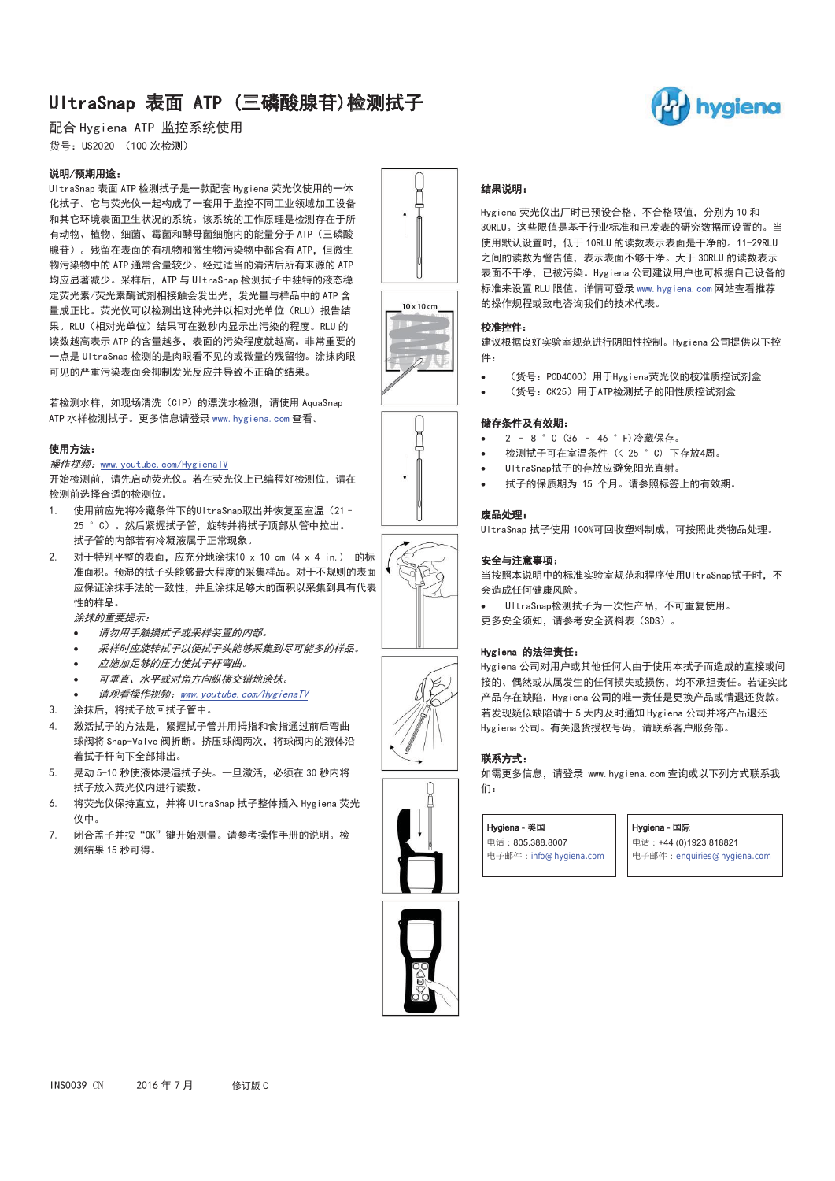# UltraSnap 表面 ATP（三磷酸腺苷)检测拭子

配合 Hygiena ATP 监控系统使用

货号：US2020 （100 次检测）

**说明/预期用途：**

UltraSnap 表面 ATP 检测拭子是一款配套 Hygiena 荧光仪使用的一体化拭子。它与荧光仪一起构成了一套用于监控不同工业领域加工设备和其它环境表面卫生状况的系统。该系统的工作原理是检测存在于所有动物、植物、细菌、霉菌和酵母菌细胞内的能量分子 ATP（三磷酸腺苷）。残留在表面的有机物和微生物污染物中都含有 ATP，但微生物污染物中的 ATP 通常含量较少。经过适当的清洁后所有来源的 ATP 均应显著减少。采样后，ATP 与 UltraSnap 检测拭子中独特的液态稳定荧光素/荧光素酶试剂相接触会发出光，发光量与样品中的 ATP 含量成正比。荧光仪可以检测出这种光并以相对光单位（RLU）报告结果。RLU（相对光单位）结果可在数秒内显示出污染的程度。RLU 的读数越高表示 ATP 的含量越多，表面的污染程度就越高。非常重要的一点是 UltraSnap 检测的是肉眼看不见的或微量的残留物。涂抹肉眼可见的严重污染表面会抑制发光反应并导致不正确的结果。

若检测水样，如现场清洗（CIP）的漂洗水检测，请使用 AquaSnap ATP 水样检测拭子。更多信息请登录 www.hygiena.com 查看。

**使用方法：**

*操作视频：www.youtube.com/HygienaTV*

开始检测前，请先启动荧光仪。若在荧光仪上已编程好检测位，请在检测前选择合适的检测位。

1. 使用前应先将冷藏条件下的UltraSnap取出并恢复至室温（21 – 25 ° C）。然后紧握拭子管，旋转并将拭子顶部从管中拉出。拭子管的内部若有冷凝液属于正常现象。
2. 对于特别平整的表面，应充分地涂抹10 x 10 cm（4 x 4 in.） 的标准面积。预湿的拭子头能够最大程度的采集样品。对于不规则的表面应保证涂抹手法的一致性，并且涂抹足够大的面积以采集到具有代表性的样品。
   *涂抹的重要提示：*
   - *请勿用手触摸拭子或采样装置的内部。*
   - *采样时应旋转拭子以便拭子头能够采集到尽可能多的样品。*
   - *应施加足够的压力使拭子杆弯曲。*
   - *可垂直、水平或对角方向纵横交错地涂抹。*
   - *请观看操作视频：www.youtube.com/HygienaTV*
3. 涂抹后，将拭子放回拭子管中。
4. 激活拭子的方法是，紧握拭子管并用拇指和食指通过前后弯曲球阀将 Snap-Valve 阀折断。挤压球阀两次，将球阀内的液体沿着拭子杆向下全部排出。
5. 晃动 5-10 秒使液体浸湿拭子头。一旦激活，必须在 30 秒内将拭子放入荧光仪内进行读数。
6. 将荧光仪保持直立，并将 UltraSnap 拭子整体插入 Hygiena 荧光仪中。
7. 闭合盖子并按“OK”键开始测量。请参考操作手册的说明。检测结果 15 秒可得。

10 x 10 cm

**结果说明：**

Hygiena 荧光仪出厂时已预设合格、不合格限值，分别为 10 和 30RLU。这些限值是基于行业标准和已发表的研究数据而设置的。当使用默认设置时，低于 10RLU 的读数表示表面是干净的。11-29RLU 之间的读数为警告值，表示表面不够干净。大于 30RLU 的读数表示表面不干净，已被污染。Hygiena 公司建议用户也可根据自己设备的标准来设置 RLU 限值。详情可登录 www.hygiena.com 网站查看推荐的操作规程或致电咨询我们的技术代表。

**校准控件：**

建议根据良好实验室规范进行阴阳性控制。Hygiena 公司提供以下控件：

- （货号：PCD4000）用于Hygiena荧光仪的校准质控试剂盒
- （货号：CK25）用于ATP检测拭子的阳性质控试剂盒

**储存条件及有效期：**

- 2 – 8 ° C（36 – 46 ° F)冷藏保存。
- 检测拭子可在室温条件（< 25 ° C) 下存放4周。
- UltraSnap拭子的存放应避免阳光直射。
- 拭子的保质期为 15 个月。请参照标签上的有效期。

**废品处理：**

UltraSnap 拭子使用 100%可回收塑料制成，可按照此类物品处理。

**安全与注意事项：**

当按照本说明中的标准实验室规范和程序使用UltraSnap拭子时，不会造成任何健康风险。

- UltraSnap检测拭子为一次性产品，不可重复使用。

更多安全须知，请参考安全资料表（SDS）。

**Hygiena 的法律责任：**

Hygiena 公司对用户或其他任何人由于使用本拭子而造成的直接或间接的、偶然或从属发生的任何损失或损伤，均不承担责任。若证实此产品存在缺陷，Hygiena 公司的唯一责任是更换产品或情退还货款。若发现疑似缺陷请于 5 天内及时通知 Hygiena 公司并将产品退还 Hygiena 公司。有关退货授权号码，请联系客户服务部。

**联系方式：**

如需更多信息，请登录 www.hygiena.com 查询或以下列方式联系我们：

| Hygiena - 美国 | Hygiena - 国际 |
|---|---|
| 电话：805.388.8007 | 电话：+44 (0)1923 818821 |
| 电子邮件：info@hygiena.com | 电子邮件：enquiries@hygiena.com |

INS0039 CN　　2016 年 7 月　　修订版 C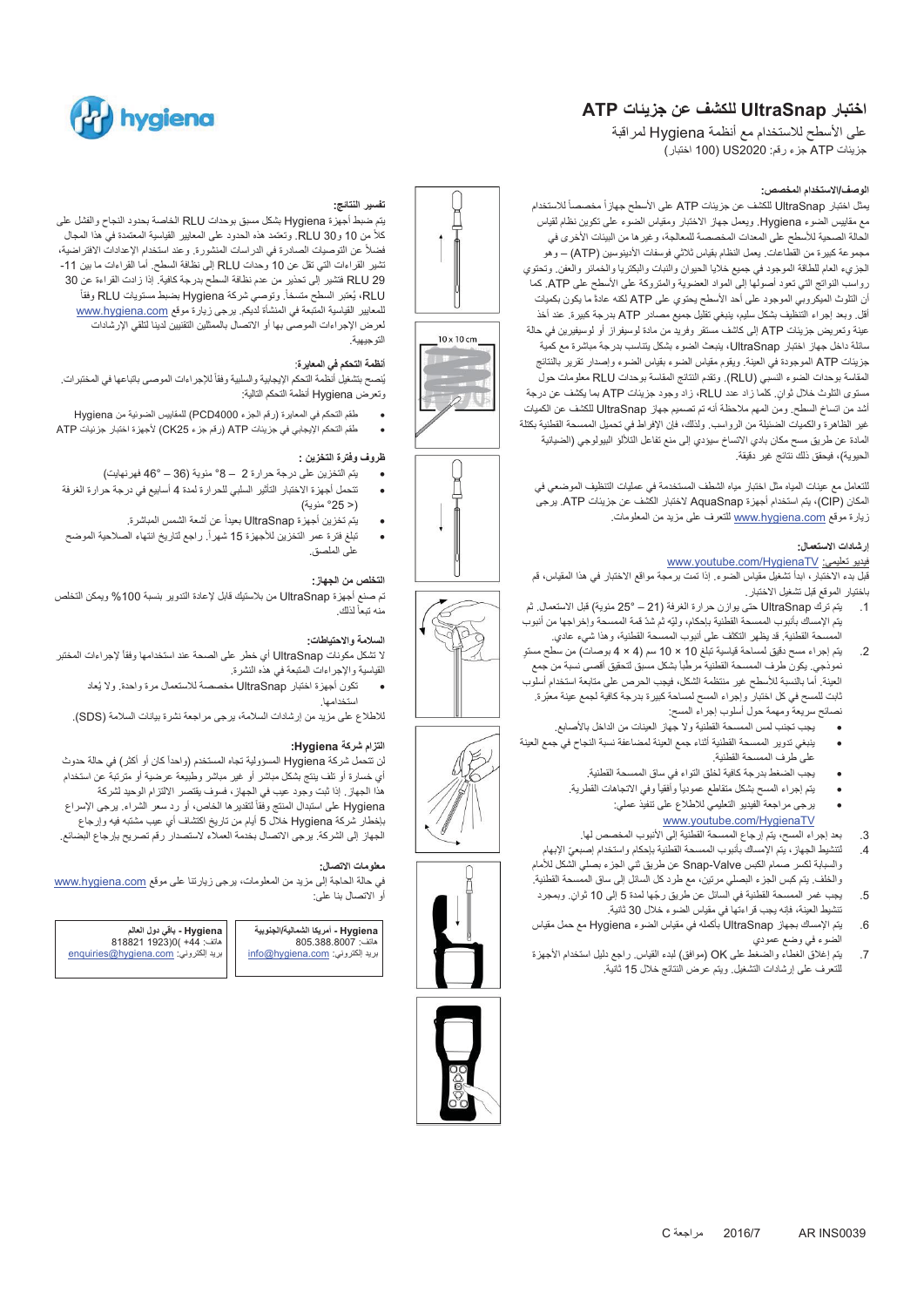# اختبار UltraSnap للكشف عن جزيئات ATP

على الأسطح للاستخدام مع أنظمة Hygiena لمراقبة

جزيئات ATP جزء رقم: US2020 (100 اختبار)

### الوصف/الاستخدام المخصص:

يمثل اختبار UltraSnap للكشف عن جزيئات ATP على الأسطح جهازاً مخصصاً للاستخدام مع مقاييس الضوء Hygiena. ويعمل جهاز الاختبار ومقياس الضوء على تكوين نظام لقياس الحالة الصحية للأسطح على المعدات المخصصة للمعالجة، وغيرها من البيئات الأخرى في مجموعة كبيرة من القطاعات. يعمل النظام بقياس ثلاثي فوسفات الأدينوسين (ATP) – وهو الجزيء العام للطاقة الموجود في جميع خلايا الحيوان والنبات والبكتريا والخمائر والعفن. وتحتوي رواسب النواتج التي تعود أصولها إلى المواد العضوية والمتروكة على الأسطح على ATP. كما أن التلوث الميكروبي الموجود على أحد الأسطح يحتوي على ATP لكنه عادة ما يكون بكميات أقل. وبعد إجراء التنظيف بشكل سليم، ينبغي تقليل جميع مصادر ATP بدرجة كبيرة. عند أخذ عينة وتعريض جزيئات ATP إلى كاشف مستقر وفريد من مادة لوسيفراز أو لوسيفيرين في حالة سائلة داخل جهاز اختبار UltraSnap، ينبعث الضوء بشكل يتناسب بصورة مباشرة مع كمية جزيئات ATP الموجودة في العينة. ويقوم مقياس الضوء بقياس الضوء وإصدار تقرير بالنتائج المقاسة بوحدات الضوء النسبي (RLU). وتقدم النتائج المقاسة بوحدات RLU معلومات حول مستوى التلوث خلال ثوانٍ. كلما زاد عدد RLU، زاد وجود ATP بما يكشف عن درجة أشد من اتساخ السطح. ومن المهم ملاحظة أنه تم تصميم جهاز UltraSnap للكشف عن الكميات غير الظاهرة والكميات الضئيلة من الرواسب. ولذلك، فإن الإفراط في تحميل المسحة القطنية بكتلة المادة عن طريق مسح مكان بادي الاتساخ سيؤدي إلى منع تفاعل التلألؤ البيولوجي (الضيائية الحيوية)، فيحقق ذلك نتائج غير دقيقة.

للتعامل مع عينات المياه مثل اختبار مياه الشطف المستخدمة في عمليات التنظيف الموضعي في المكان (CIP)، يتم استخدام أجهزة AquaSnap لاختبار الكشف عن جزيئات ATP. يرجى زيارة موقع www.hygiena.com للتعرف على مزيد من المعلومات.

### إرشادات الاستعمال:

فيديو تعليمي: www.youtube.com/HygienaTV

قبل بدء الاختبار، ابدأ تشغيل مقياس الضوء. إذا تمت برمجة مواقع الاختبار في هذا المقياس، قم باختيار الموقع قبل تشغيل الاختبار.

1. يتم ترك UltraSnap حتى يتم بوازن حرارة الغرفة (21 – 25° مئوية) قبل الاستعمال. ثم يتم الإمساك بأنبوب المسحة القطنية بإحكام، وليّه ثم شد قمة المسحة وإخراجها من أنبوب المسحة القطنية. قد يظهر التكثف على أنبوب المسحة القطنية، وهذا شيء عادي.
2. يتم إجراء مسح دقيق لمساحة قياسية تبلغ 10 × 10 سم (4 × 4 بوصات) من سطح مستو نموذجي. يكون طرف المسحة القطنية مرطباً بشكل مسبق لتحقيق أقصى نسبة من جمع العينة. أما بالنسبة للأسطح غير منتظمة الشكل، فيجب الحرص على متابعة استخدام أسلوب ثابت للمسح في كل اختبار وإجراء المسح لمساحة كبيرة بدرجة كافية لجمع عينة معبّرة. نصائح سريعة ومهمة حول أسلوب إجراء المسح:
   - يجب تجنب لمس المسحة القطنية ولا جهاز العينات من الداخل بالأصابع.
   - ينبغي تدوير المسحة القطنية أثناء جمع العينة لمضاعفة نسبة النجاح في جمع العينة على طرف المسحة القطنية.
   - يجب الضغط بدرجة كافية لخلق التواء في ساق المسحة القطنية.
   - يتم إجراء المسح بشكل متقاطع عمودياً وأفقياً وفي الاتجاهات القطرية.
   - يرجى مراجعة الفيديو التعليمي للاطلاع على تنفيذ عملي: www.youtube.com/HygienaTV
3. بعد إجراء المسح، يتم إرجاع المسحة القطنية إلى الأنبوب المخصص لها.
4. لتنشيط الجهاز، يتم الإمساك بأنبوب المسحة القطنية بإحكام واستخدام إصبعي الإبهام والسبابة لكسر صمام الكبس Snap-Valve عن طريق ثني الجزء بصلي الشكل للأمام والخلف. يتم كبس الجزء البصلي مرتين، مع طرد كل السائل إلى ساق المسحة القطنية.
5. يجب غمر المسحة القطنية في السائل عن طريق رجّها لمدة 5 إلى 10 ثوان. وبمجرد تنشيط العينة، فإنه يجب قراءتها في مقياس الضوء خلال 30 ثانية.
6. يتم الإمساك بجهاز UltraSnap بأكمله في مقياس الضوء Hygiena مع حمل مقياس الضوء في وضع عمودي.
7. يتم إغلاق الغطاء والضغط على OK (موافق) لبدء القياس. راجع دليل استخدام الأجهزة للتعرف على إرشادات التشغيل. ويتم عرض النتائج خلال 15 ثانية.

10 x 10 cm

### تفسير النتائج:

يتم ضبط أجهزة Hygiena بشكل مسبق بوحدات RLU الخاصة بحدود النجاح والفشل على كلاً من 10 و30 RLU. وتعتمد هذه الحدود على المعايير القياسية المعتمدة في هذا المجال فضلاً عن التوصيات الصادرة في الدراسات المنشورة. وعند استخدام الإعدادات الافتراضية، تشير القراءات التي تقل عن 10 وحدات RLU إلى نظافة السطح. أما القراءات ما بين 11- 29 RLU فتشير إلى تحذير من عدم نظافة السطح بدرجة كافية. إذا زادت القراءة عن 30 RLU، يُعتبر السطح متسخاً. وتوصي شركة Hygiena بضبط مستويات RLU وفقاً للمعايير القياسية المتبعة في المنشأة لديكم. يرجى زيارة موقع www.hygiena.com لعرض الإجراءات الموصى بها والاتصال بالممثلين التقنيين لدينا لتلقي الإرشادات التوجيهية.

### أنظمة التحكم في المعايرة:

يُنصح بتشغيل أنظمة التحكم الإيجابية والسلبية وفقاً للإجراءات الموصى باتباعها في المختبرات. وتعرض Hygiena أنظمة التحكم التالية:

- طقم التحكم في المعايرة (رقم جزء PCD4000) للمقاييس الضوئية من Hygiena
- طقم التحكم الإيجابي في جزيئات ATP (رقم جزء CK25) لأجهزة اختبار جزيئات ATP

### ظروف وفترة التخزين:

- يتم التخزين على درجة حرارة 2 – 8° مئوية (36 – 46° فهرنهايت)
- تتحمل أجهزة الاختبار التأثير السلبي للحرارة لمدة 4 أسابيع في درجة حرارة الغرفة (> 25° مئوية)
- يتم تخزين أجهزة UltraSnap بعيداً عن أشعة الشمس المباشرة.
- تبلغ فترة عمر التخزين للأجهزة 15 شهراً. راجع تاريخ انتهاء الصلاحية الموضح على الملصق.

### التخلص من الجهاز:

تم صنع أجهزة UltraSnap من بلاستيك قابل لإعادة التدوير بنسبة 100% ويمكن التخلص منه تبعاً لذلك.

### السلامة والاحتياطات:

لا تشكل مكونات UltraSnap أي خطر على الصحة عند استخدامها وفقاً لإجراءات المختبر القياسية والإجراءات المتبعة في هذه النشرة.

- تكون أجهزة اختبار UltraSnap مخصصة للاستعمال مرة واحدة. ولا يُعاد استخدامها.

للاطلاع على مزيد من إرشادات السلامة، يرجى مراجعة نشرة بيانات السلامة (SDS).

### التزام شركة Hygiena:

لن تتحمل شركة Hygiena المسؤولية تجاه المستخدم (واحداً كان أو أكثر) في حالة حدوث أي خسارة أو تلف ينتج بشكل مباشر أو غير مباشر وطبيعية عرضية أو مترتبة عن استخدام هذا الجهاز. إذا ثبت وجود عيب في الجهاز، فسوف يقتصر الالتزام الوحيد لشركة Hygiena على استبدال المنتج وفقاً لتقديرها الخاص، أو رد سعر الشراء. يرجى الإسراع بإخطار شركة Hygiena خلال 5 أيام من تاريخ اكتشاف أي عيب مشتبه فيه وإرجاع الجهاز إلى الشركة. يرجى الاتصال بخدمة العملاء لاستصدار رقم تصريح بإرجاع البضائع.

### معلومات الاتصال:

في حالة الحاجة إلى مزيد من المعلومات، يرجى زيارتنا على موقع www.hygiena.com أو الاتصال بنا على:

| Hygiena - أمريكا الشمالية/الجنوبية | Hygiena - باقي دول العالم |
|---|---|
| هاتف: 805.388.8007 | هاتف: 44+ (0)1923 818821 |
| بريد إلكتروني: info@hygiena.com | بريد إلكتروني: enquiries@hygiena.com |

AR INS0039 2016/7 مراجعة C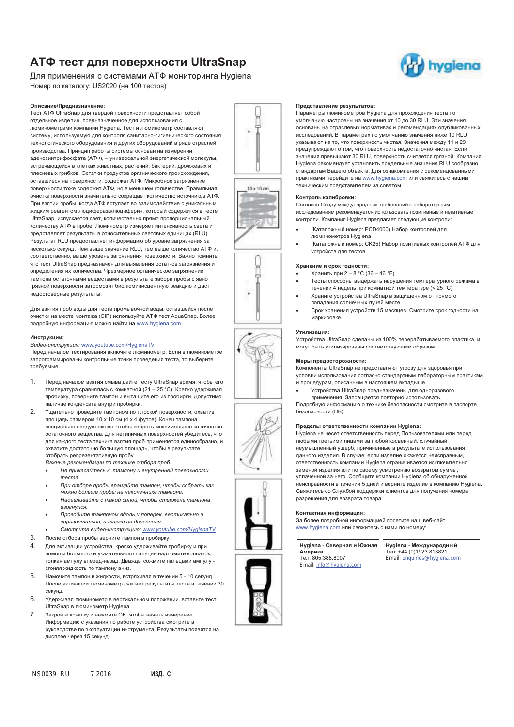# АТФ тест для поверхности UltraSnap

Для применения с системами АТФ мониторинга Hygiena

Номер по каталогу: US2020 (на 100 тестов)

### Описание/Предназначение:

Тест АТФ UltraSnap для твердой поверхности представляет собой отдельное изделие, предназначенное для использования с люминометрами компании Hygiena. Тест и люминометр составляют систему, используемую для контроля санитарно-гигиенического состояния технологического оборудования и других оборудований в ряде отраслей производства. Принцип работы системы основан на измерении аденозинтрифосфата (АТФ), – универсальной энергетической молекулы, встречающейся в клетках животных, растений, бактерий, дрожжевых и плесневых грибков. Остатки продуктов органического происхождения, оставшиеся на поверхности, содержат АТФ. Микробное загрязнение поверхности тоже содержит АТФ, но в меньшем количестве. Правильная очистка поверхности значительно сокращает количество источников АТФ. При взятии пробы, когда АТФ вступает во взаимодействие с уникальным жидким реагентом люцифераза/люциферин, который содержится в тесте UltraSnap, испускается свет, количественно прямо пропорциональный количеству АТФ в пробе. Люминометр измеряет интенсивность света и представляет результаты в относительных световых единицах (RLU). Результат RLU предоставляет информацию об уровне загрязнения за несколько секунд. Чем выше значение RLU, тем выше количество АТФ и, соответственно, выше уровень загрязнения поверхности. Важно помнить, что тест UltraSnap предназначен для выявления остатков загрязнения и определения их количества. Чрезмерное органическое загрязнение тампона остаточными веществами в результате забора пробы с явно грязной поверхности затормозит биолюминисцентную реакцию и даст недостоверные результаты.

Для взятия проб воды для теста промывочной воды, оставшейся после очистки на месте монтажа (CIP) используйте АТФ тест AquaSnap. Более подробную информацию можно найти на www.hygiena.com.

### Инструкции:

*Видео-инструкция:* www.youtube.com/HygienaTV

Перед началом тестирования включите люминометр. Если в люминометре запрограммированы контрольные точки проведения теста, то выберите требуемые.

1. Перед началом взятия смыва дайте тесту UltraSnap время, чтобы его температура сравнялась с комнатной (21 – 25 °C). Крепко удерживая пробирку, поверните тампон и вытащите его из пробирки. Допустимо наличие конденсата внутри пробирки.
2. Тщательно проведите тампоном по плоской поверхности, охватив площадь размером 10 x 10 см (4 x 4 футов). Конец тампона специально предувлажнен, чтобы собрать максимальное количество остаточного вещества. Для нетипичных поверхностей убедитесь, что для каждого теста техника взятия проб применяется единообразно, и охватите достаточно большую площадь, чтобы в результате отобрать репрезентативную пробу.
   *Важные рекомендации по технике отбора проб:*
   - *Не прикасайтесь к тампону и внутренней поверхности теста.*
   - *При отборе пробы вращайте тампон, чтобы собрать как можно больше пробы на наконечнике тампона.*
   - *Надавливайте с такой силой, чтобы стержень тампона изогнулся.*
   - *Проводите тампоном вдоль и поперек, вертикально и горизонтально, а также по диагонали.*
   - *Смотрите видео-инструкцию: www.youtube.com/HygienaTV*
3. После отбора пробы верните тампон в пробирку.
4. Для активации устройства, крепко удерживайте пробирку и при помощи большого и указательного пальцев надломите колпачок, толкая ампулу вперед-назад. Дважды сожмите пальцами ампулу - сгоняя жидкость по тампону вниз.
5. Намочите тампон в жидкости, встряхивая в течении 5 - 10 секунд. После активации люминометр считает результаты теста в течении 30 секунд.
6. Удерживая люминометр в вертикальном положении, вставьте тест UltraSnap в люминометр Hygiena.
7. Закройте крышку и нажмите OK, чтобы начать измерение. Информацию с указания по работе устройства смотрите в руководстве по эксплуатации инструмента. Результаты появятся на дисплее через 15 секунд.

### Представление результатов:

Параметры люминометров Hygiena для прохождения теста по умолчанию настроены на значения от 10 до 30 RLU. Эти значения основаны на отраслевых нормативах и рекомендациях опубликованных исследований. В параметрах по умолчанию значения ниже 10 RLU указывают на то, что поверхность чистая. Значения между 11 и 29 предупреждают о том, что поверхность недостаточно чистая. Если значения превышают 30 RLU, поверхность считается грязной. Компания Hygiena рекомендует установить предельные значения RLU сообразно стандартам Вашего объекта. Для ознакомления с рекомендованными практиками перейдите на www.hygiena.com или свяжитесь с нашим техническим представителем за советом.

### Контроль калибровки:

Согласно Своду международных требований к лабораторным исследованиям рекомендуется использовать позитивные и негативные контроли. Компания Hygiena предлагает следующие контроли:

- (Каталожный номер: PCD4000) Набор контролей для люминометров Hygiena
- (Каталожный номер: CK25) Набор позитивных контролей АТФ для устройств для тестов

### Хранение и срок годности:

- Хранить при 2 – 8 °C (36 – 46 °F)
- Тесты способны выдержать нарушения температурного режима в течении 4 недель при комнатной температуре (< 25 °C)
- Храните устройства UltraSnap в защищенном от прямого попадания солнечных лучей месте.
- Срок хранения устройств 15 месяцев. Смотрите срок годности на маркировке.

### Утилизация:

Устройства UltraSnap сделаны из 100% перерабатываемого пластика, и могут быть утилизированы соответствующим образом.

### Меры предосторожности:

Компоненты UltraSnap не представляют угрозу для здоровья при условии использования согласно стандартным лабораторным практикам и процедурам, описанным в настоящем вкладыше.

- Устройства UltraSnap предназначены для одноразового применения. Запрещается повторно использовать.

Подробную информацию о технике безопасности смотрите в паспорте безопасности (ПБ).

### Пределы ответственности компании Hygiena:

Hygiena не несет ответственность перед Пользователями или перед любыми третьими лицами за любой косвенный, случайный, неумышленный ущерб, причиненные в результате использования данного изделия. В случае, если изделие окажется неисправным, ответственность компании Hygiena ограничивается исключительно заменой изделия или по своему усмотрению возвратом суммы, уплаченной за него. Сообщите компании Hygiena об обнаруженной неисправности в течении 5 дней и верните изделие в компанию Hygiena. Свяжитесь со Службой поддержки клиентов для получения номера разрешения для возврата товара.

### Контактная информация:

За более подробной информацией посетите наш веб-сайт www.hygiena.com или свяжитесь с нами по номеру:

| **Hygiena - Северная и Южная Америка** | **Hygiena - Международный** |
|---|---|
| Тел: 805.388.8007 | Тел: +44 (0)1923 818821 |
| Email: info@hygiena.com | Email: enquiries@hygiena.com |

INS0039 RU 7 2016 **ИЗД. С**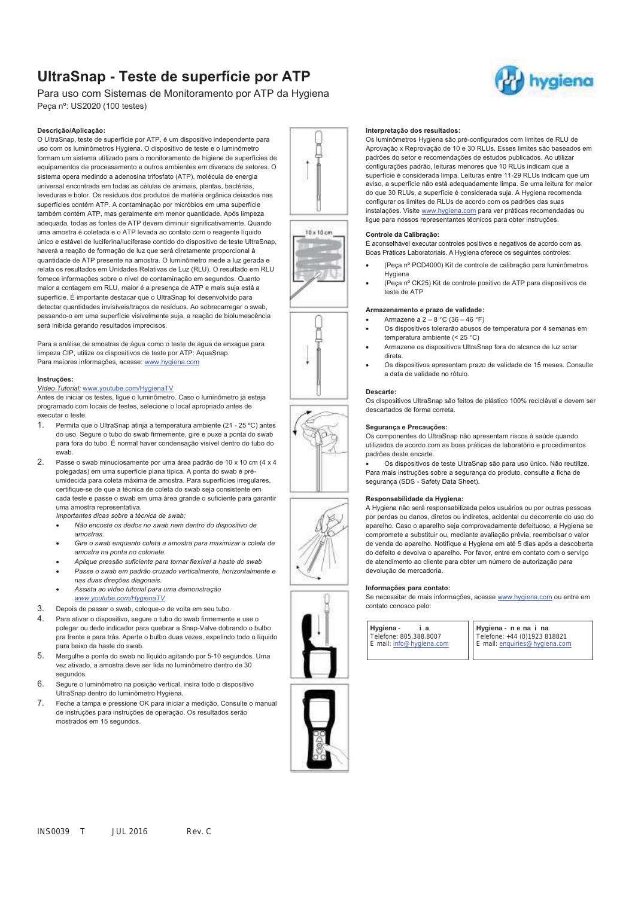# UltraSnap - Teste de superfície por ATP

Para uso com Sistemas de Monitoramento por ATP da Hygiena

Peça nº: US2020 (100 testes)

**Descrição/Aplicação:**

O UltraSnap, teste de superfície por ATP, é um dispositivo independente para uso com os luminômetros Hygiena. O dispositivo de teste e o luminômetro formam um sistema utilizado para o monitoramento de higiene de superfícies de equipamentos de processamento e outros ambientes em diversos de setores. O sistema opera medindo a adenosina trifosfato (ATP), molécula de energia universal encontrada em todas as células de animais, plantas, bactérias, leveduras e bolor. Os resíduos dos produtos de matéria orgânica deixados nas superfícies contém ATP. A contaminação por micróbios em uma superfície também contém ATP, mas geralmente em menor quantidade. Após limpeza adequada, todas as fontes de ATP devem diminuir significativamente. Quando uma amostra é coletada e o ATP levada ao contato com o reagente líquido único e estável de luciferina/luciferase contido do dispositivo de teste UltraSnap, haverá a reação de formação de luz que será diretamente proporcional à quantidade de ATP presente na amostra. O luminômetro mede a luz gerada e relata os resultados em Unidades Relativas de Luz (RLU). O resultado em RLU fornece informações sobre o nível de contaminação em segundos. Quanto maior a contagem em RLU, maior é a presença de ATP e mais suja está a superfície. É importante destacar que o UltraSnap foi desenvolvido para detectar quantidades invisíveis/traços de resíduos. Ao sobrecarregar o swab, passando-o em uma superfície visivelmente suja, a reação de bioluminescência será inibida gerando resultados imprecisos.

Para a análise de amostras de água como o teste de água de enxague para limpeza CIP, utilize os dispositivos de teste por ATP: AquaSnap.
Para maiores informações, acesse: www.hygiena.com

**Instruções:**

*Vídeo Tutorial:* www.youtube.com/HygienaTV

Antes de iniciar os testes, ligue o luminômetro. Caso o luminômetro já esteja programado com locais de testes, selecione o local apropriado antes de executar o teste.

1. Permita que o UltraSnap atinja a temperatura ambiente (21 - 25 ºC) antes do uso. Segure o tubo do swab firmemente, gire e puxe a ponta do swab para fora do tubo. É normal haver condensação visível dentro do tubo do swab.
2. Passe o swab minuciosamente por uma área padrão de 10 x 10 cm (4 x 4 polegadas) em uma superfície plana típica. A ponta do swab é pré-umidecida para coleta máxima de amostra. Para superfícies irregulares, certifique-se de que a técnica de coleta do swab seja consistente em cada teste e passe o swab em uma área grande o suficiente para garantir uma amostra representativa.
   *Importantes dicas sobre a técnica de swab:*
   - *Não encoste os dedos no swab nem dentro do dispositivo de amostras.*
   - *Gire o swab enquanto coleta a amostra para maximizar a coleta de amostra na ponta no cotonete.*
   - *Aplique pressão suficiente para tornar flexível a haste do swab*
   - *Passe o swab em padrão cruzado verticalmente, horizontalmente e nas duas direções diagonais.*
   - *Assista ao vídeo tutorial para uma demonstração www.youtube.com/HygienaTV*
3. Depois de passar o swab, coloque-o de volta em seu tubo.
4. Para ativar o dispositivo, segure o tubo do swab firmemente e use o polegar ou dedo indicador para quebrar a Snap-Valve dobrando o bulbo pra frente e para trás. Aperte o bulbo duas vezes, expelindo todo o líquido para baixo da haste do swab.
5. Mergulhe a ponta do swab no líquido agitando por 5-10 segundos. Uma vez ativado, a amostra deve ser lida no luminômetro dentro de 30 segundos.
6. Segure o luminômetro na posição vertical, insira todo o dispositivo UltraSnap dentro do luminômetro Hygiena.
7. Feche a tampa e pressione OK para iniciar a medição. Consulte o manual de instruções para instruções de operação. Os resultados serão mostrados em 15 segundos.

**Interpretação dos resultados:**

Os luminômetros Hygiena são pré-configurados com limites de RLU de Aprovação x Reprovação de 10 e 30 RLUs. Esses limites são baseados em padrões do setor e recomendações de estudos publicados. Ao utilizar configurações padrão, leituras menores que 10 RLUs indicam que a superfície é considerada limpa. Leituras entre 11-29 RLUs indicam que um aviso, a superfície não está adequadamente limpa. Se uma leitura for maior do que 30 RLUs, a superfície é considerada suja. A Hygiena recomenda configurar os limites de RLUs de acordo com os padrões das suas instalações. Visite www.hygiena.com para ver práticas recomendadas ou ligue para nossos representantes técnicos para obter instruções.

**Controle da Calibração:**

É aconselhável executar controles positivos e negativos de acordo com as Boas Práticas Laboratoriais. A Hygiena oferece os seguintes controles:

- (Peça nº PCD4000) Kit de controle de calibração para luminômetros Hygiena
- (Peça nº CK25) Kit de controle positivo de ATP para dispositivos de teste de ATP

**Armazenamento e prazo de validade:**

- Armazene a 2 – 8 °C (36 – 46 °F)
- Os dispositivos tolerarão abusos de temperatura por 4 semanas em temperatura ambiente (< 25 °C)
- Armazene os dispositivos UltraSnap fora do alcance de luz solar direta.
- Os dispositivos apresentam prazo de validade de 15 meses. Consulte a data de validade no rótulo.

**Descarte:**

Os dispositivos UltraSnap são feitos de plástico 100% reciclável e devem ser descartados de forma correta.

**Segurança e Precauções:**

Os componentes do UltraSnap não apresentam riscos à saúde quando utilizados de acordo com as boas práticas de laboratório e procedimentos padrões deste encarte.

- Os dispositivos de teste UltraSnap são para uso único. Não reutilize.

Para mais instruções sobre a segurança do produto, consulte a ficha de segurança (SDS - Safety Data Sheet).

**Responsabilidade da Hygiena:**

A Hygiena não será responsabilizada pelos usuários ou por outras pessoas por perdas ou danos, diretos ou indiretos, acidental ou decorrente do uso do aparelho. Caso o aparelho seja comprovadamente defeituoso, a Hygiena se compromete a substituir ou, mediante avaliação prévia, reembolsar o valor de venda do aparelho. Notifique a Hygiena em até 5 dias após a descoberta do defeito e devolva o aparelho. Por favor, entre em contato com o serviço de atendimento ao cliente para obter um número de autorização para devolução de mercadoria.

**Informações para contato:**

Se necessitar de mais informações, acesse www.hygiena.com ou entre em contato conosco pelo:

| **Hygiena - i a** | **Hygiena - n e na i na** |
| --- | --- |
| Telefone: 805.388.8007 | Telefone: +44 (0)1923 818821 |
| E mail: info@hygiena.com | E mail: enquiries@hygiena.com |

INS0039 T JUL 2016 Rev. C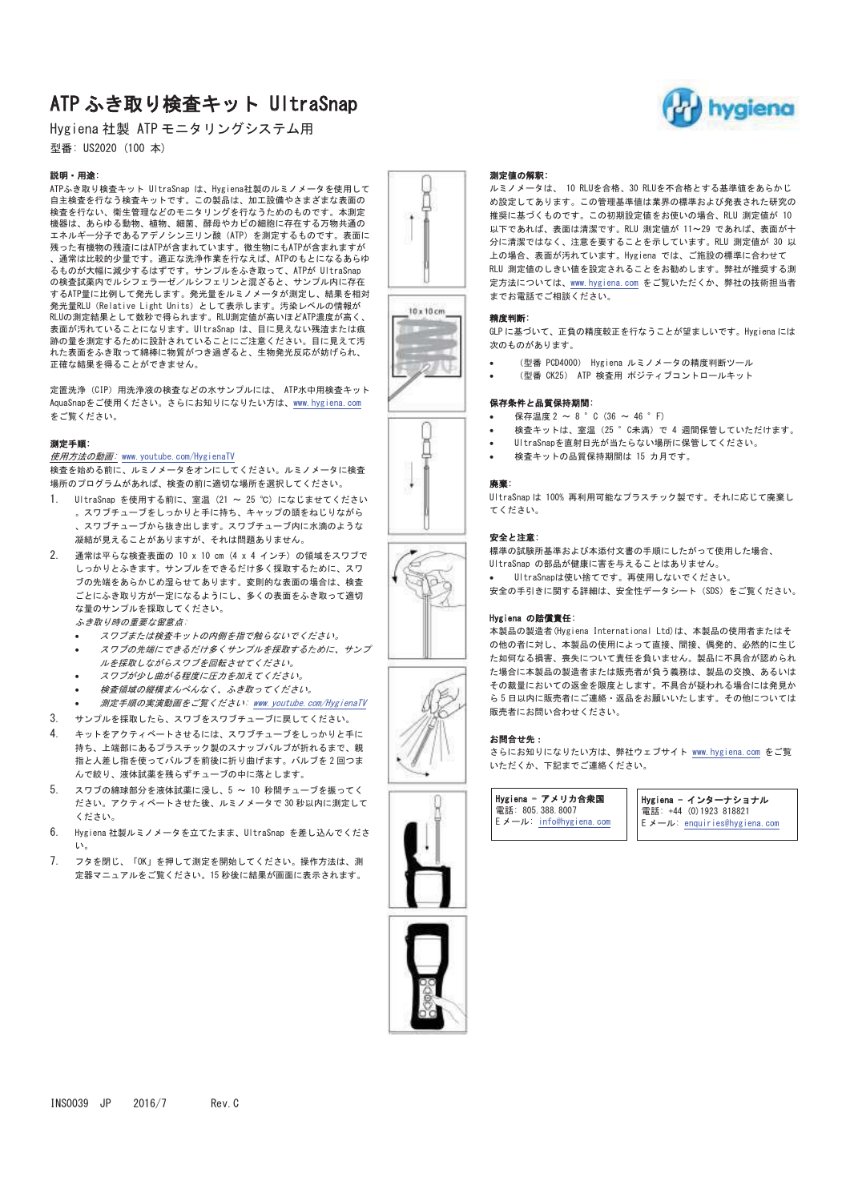// ATP ふき取り検査キット UltraSnap

Hygiena 社製 ATP モニタリングシステム用

型番: US2020 (100 本)

**説明・用途:**

ATPふき取り検査キット UltraSnap は、Hygiena社製のルミノメータを使用して自主検査を行なう検査キットです。この製品は、加工設備やさまざまな表面の検査を行ない、衛生管理などのモニタリングを行なうためのものです。本測定機器は、あらゆる動物、植物、細菌、酵母やカビの細胞に存在する万物共通のエネルギー分子であるアデノシン三リン酸 (ATP) を測定するものです。表面に残った有機物の残渣にはATPが含まれています。微生物にもATPが含まれますが、通常は比較的少量です。適正な洗浄作業を行なえば、ATPのもとになるあらゆるものが大幅に減少するはずです。サンプルをふき取って、ATPが UltraSnap の検査試薬内でルシフェラーゼ/ルシフェリンと混ざると、サンプル内に存在するATP量に比例して発光します。発光量をルミノメータが測定し、結果を相対発光量RLU (Relative Light Units) として表示します。汚染レベルの情報がRLUの測定結果として数秒で得られます。RLU測定値が高いほどATP濃度が高く、表面が汚れていることになります。UltraSnap は、目に見えない残渣または痕跡の量を測定するために設計されていることにご注意ください。目に見えて汚れた表面をふき取って綿棒に物質がつき過ぎると、生物発光反応が妨げられ、正確な結果を得ることができません。

定置洗浄 (CIP) 用洗浄液の検査などの水サンプルには、 ATP水中用検査キット AquaSnapをご使用ください。さらにお知りになりたい方は、www.hygiena.com をご覧ください。

**測定手順:**

*使用方法の動画: www.youtube.com/HygienaTV*

検査を始める前に、ルミノメータをオンにしてください。ルミノメータに検査場所のプログラムがあれば、検査の前に適切な場所を選択してください。

1. UltraSnap を使用する前に、室温 (21 ～ 25 ℃) になじませてください。スワブチューブをしっかりと手に持ち、キャップの頭をねじりながら、スワブチューブから抜き出します。スワブチューブ内に水滴のような凝結が見えることがありますが、それは問題ありません。
2. 通常は平らな検査表面の 10 x 10 cm (4 x 4 インチ) の領域をスワブでしっかりとふきます。サンプルをできるだけ多く採取するために、スワブの先端をあらかじめ湿らせてあります。変則的な表面の場合は、検査ごとにふき取り方が一定になるようにし、多くの表面をふき取って適切な量のサンプルを採取してください。
   *ふき取り時の重要な留意点:*
   - *スワブまたは検査キットの内側を指で触らないでください。*
   - *スワブの先端にできるだけ多くサンプルを採取するために、サンプルを採取しながらスワブを回転させてください。*
   - *スワブが少し曲がる程度に圧力を加えてください。*
   - *検査領域の縦横まんべんなく、ふき取ってください。*
   - *測定手順の実演動画をご覧ください: www.youtube.com/HygienaTV*
3. サンプルを採取したら、スワブをスワブチューブに戻してください。
4. キットをアクティベートさせるには、スワブチューブをしっかりと手に持ち、上端部にあるプラスチック製のスナップバルブが折れるまで、親指と人差し指を使ってバルブを前後に折り曲げます。バルブを 2 回つまんで絞り、液体試薬を残らずチューブの中に落とします。
5. スワブの綿球部分を液体試薬に浸し、5 ～ 10 秒間チューブを振ってください。アクティベートさせた後、ルミノメータで 30 秒以内に測定してください。
6. Hygiena 社製ルミノメータを立てたまま、UltraSnap を差し込んでください。
7. フタを閉じ、「OK」を押して測定を開始してください。操作方法は、測定器マニュアルをご覧ください。15 秒後に結果が画面に表示されます。

**測定値の解釈:**

ルミノメータは、 10 RLUを合格、30 RLUを不合格とする基準値をあらかじめ設定してあります。この管理基準値は業界の標準および発表された研究の推奨に基づくものです。この初期設定値をお使いの場合、RLU 測定値が 10 以下であれば、表面は清潔です。RLU 測定値が 11～29 であれば、表面が十分に清潔ではなく、注意を要することを示しています。RLU 測定値が 30 以上の場合、表面が汚れています。Hygiena では、ご施設の標準に合わせて RLU 測定値のしきい値を設定されることをお勧めします。弊社が推奨する測定方法については、www.hygiena.com をご覧いただくか、弊社の技術担当者までお電話でご相談ください。

**精度判断:**

GLP に基づいて、正負の精度較正を行なうことが望ましいです。Hygiena には次のものがあります。

- (型番 PCD4000) Hygiena ルミノメータの精度判断ツール
- (型番 CK25) ATP 検査用 ポジティブコントロールキット

**保存条件と品質保持期間:**

- 保存温度 2 ～ 8 ° C (36 ～ 46 ° F)
- 検査キットは、室温 (25 ° C未満) で 4 週間保管していただけます。
- UltraSnapを直射日光が当たらない場所に保管してください。
- 検査キットの品質保持期間は 15 カ月です。

**廃棄:**

UltraSnap は 100% 再利用可能なプラスチック製です。それに応じて廃棄してください。

**安全と注意:**

標準の試験所基準および本添付文書の手順にしたがって使用した場合、UltraSnap の部品が健康に害を与えることはありません。

- UltraSnapは使い捨てです。再使用しないでください。

安全の手引きに関する詳細は、安全性データシート (SDS) をご覧ください。

**Hygiena の賠償責任:**

本製品の製造者(Hygiena International Ltd)は、本製品の使用者またはその他の者に対し、本製品の使用によって直接、間接、偶発的、必然的に生じた如何なる損害、喪失について責任を負いません。製品に不具合が認められた場合に本製品の製造者または販売者が負う義務は、製品の交換、あるいはその裁量においての返金を限度とします。不具合が疑われる場合には発見から 5 日以内に販売者にご連絡・返品をお願いいたします。その他については販売者にお問い合わせください。

**お問合せ先:**

さらにお知りになりたい方は、弊社ウェブサイト www.hygiena.com をご覧いただくか、下記までご連絡ください。

| Hygiena – アメリカ合衆国 | Hygiena – インターナショナル |
|---|---|
| 電話: 805.388.8007 | 電話: +44 (0)1923 818821 |
| E メール: info@hygiena.com | E メール: enquiries@hygiena.com |

INS0039 JP 2016/7 Rev.C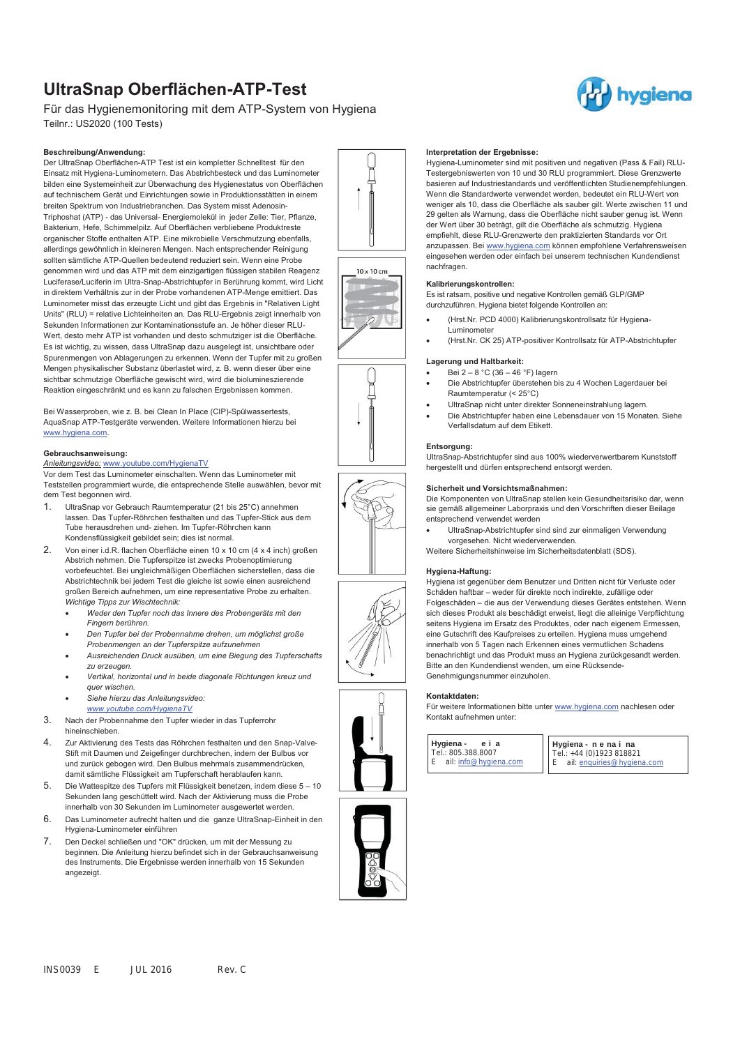# UltraSnap Oberflächen-ATP-Test

Für das Hygienemonitoring mit dem ATP-System von Hygiena

Teilnr.: US2020 (100 Tests)

### Beschreibung/Anwendung:

Der UltraSnap Oberflächen-ATP Test ist ein kompletter Schnelltest für den Einsatz mit Hygiena-Luminometern. Das Abstrichbesteck und das Luminometer bilden eine Systemeinheit zur Überwachung des Hygienestatus von Oberflächen auf technischem Gerät und Einrichtungen sowie in Produktionsstätten in einem breiten Spektrum von Industriebranchen. Das System misst Adenosin-Triphoshat (ATP) - das Universal- Energiemolekül in jeder Zelle: Tier, Pflanze, Bakterium, Hefe, Schimmelpilz. Auf Oberflächen verbliebene Produktreste organischer Stoffe enthalten ATP. Eine mikrobielle Verschmutzung ebenfalls, allerdings gewöhnlich in kleineren Mengen. Nach entsprechender Reinigung sollten sämtliche ATP-Quellen bedeutend reduziert sein. Wenn eine Probe genommen wird und das ATP mit dem einzigartigen flüssigen stabilen Reagenz Luciferase/Luciferin im Ultra-Snap-Abstrichtupfer in Berührung kommt, wird Licht in direktem Verhältnis zur in der Probe vorhandenen ATP-Menge emittiert. Das Luminometer misst das erzeugte Licht und gibt das Ergebnis in "Relativen Light Units" (RLU) = relative Lichteinheiten an. Das RLU-Ergebnis zeigt innerhalb von Sekunden Informationen zur Kontaminationsstufe an. Je höher dieser RLU-Wert, desto mehr ATP ist vorhanden und desto schmutziger ist die Oberfläche. Es ist wichtig, zu wissen, dass UltraSnap dazu ausgelegt ist, unsichtbare oder Spurenmengen von Ablagerungen zu erkennen. Wenn der Tupfer mit zu großen Mengen physikalischer Substanz überlastet wird, z. B. wenn dieser über eine sichtbar schmutzige Oberfläche gewischt wird, wird die biolumineszierende Reaktion eingeschränkt und es kann zu falschen Ergebnissen kommen.

Bei Wasserproben, wie z. B. bei Clean In Place (CIP)-Spülwassertests, AquaSnap ATP-Testgeräte verwenden. Weitere Informationen hierzu bei www.hygiena.com.

### Gebrauchsanweisung:

*Anleitungsvideo:* www.youtube.com/HygienaTV

Vor dem Test das Luminometer einschalten. Wenn das Luminometer mit Teststellen programmiert wurde, die entsprechende Stelle auswählen, bevor mit dem Test begonnen wird.

1. UltraSnap vor Gebrauch Raumtemperatur (21 bis 25°C) annehmen lassen. Das Tupfer-Röhrchen festhalten und das Tupfer-Stick aus dem Tube herausdrehen und- ziehen. Im Tupfer-Röhrchen kann Kondensflüssigkeit gebildet sein; dies ist normal.
2. Von einer i.d.R. flachen Oberfläche einen 10 x 10 cm (4 x 4 inch) großen Abstrich nehmen. Die Tupferspitze ist zwecks Probenoptimierung vorbefeuchtet. Bei ungleichmäßigen Oberflächen sicherstellen, dass die Abstrichtechnik bei jedem Test die gleiche ist sowie einen ausreichend großen Bereich aufnehmen, um eine representative Probe zu erhalten. *Wichtige Tipps zur Wischtechnik:*
   - *Weder den Tupfer noch das Innere des Probengeräts mit den Fingern berühren.*
   - *Den Tupfer bei der Probennahme drehen, um möglichst große Probenmengen an der Tupferspitze aufzunehmen*
   - *Ausreichenden Druck ausüben, um eine Biegung des Tupferschafts zu erzeugen.*
   - *Vertikal, horizontal und in beide diagonale Richtungen kreuz und quer wischen.*
   - *Siehe hierzu das Anleitungsvideo: www.youtube.com/HygienaTV*
3. Nach der Probennahme den Tupfer wieder in das Tupferrohr hineinschieben.
4. Zur Aktivierung des Tests das Röhrchen festhalten und den Snap-Valve-Stift mit Daumen und Zeigefinger durchbrechen, indem der Bulbus vor und zurück gebogen wird. Den Bulbus mehrmals zusammendrücken, damit sämtliche Flüssigkeit am Tupferschaft herablaufen kann.
5. Die Wattespitze des Tupfers mit Flüssigkeit benetzen, indem diese 5 – 10 Sekunden lang geschüttelt wird. Nach der Aktivierung muss die Probe innerhalb von 30 Sekunden im Luminometer ausgewertet werden.
6. Das Luminometer aufrecht halten und die ganze UltraSnap-Einheit in den Hygiena-Luminometer einführen
7. Den Deckel schließen und "OK" drücken, um mit der Messung zu beginnen. Die Anleitung hierzu befindet sich in der Gebrauchsanweisung des Instruments. Die Ergebnisse werden innerhalb von 15 Sekunden angezeigt.

### Interpretation der Ergebnisse:

Hygiena-Luminometer sind mit positiven und negativen (Pass & Fail) RLU-Testergebniswerten von 10 und 30 RLU programmiert. Diese Grenzwerte basieren auf Industriestandards und veröffentlichten Studienempfehlungen. Wenn die Standardwerte verwendet werden, bedeutet ein RLU-Wert von weniger als 10, dass die Oberfläche als sauber gilt. Werte zwischen 11 und 29 gelten als Warnung, dass die Oberfläche nicht sauber genug ist. Wenn der Wert über 30 beträgt, gilt die Oberfläche als schmutzig. Hygiena empfiehlt, diese RLU-Grenzwerte den praktizierten Standards vor Ort anzupassen. Bei www.hygiena.com können empfohlene Verfahrensweisen eingesehen werden oder einfach bei unserem technischen Kundendienst nachfragen.

### Kalibrierungskontrollen:

Es ist ratsam, positive und negative Kontrollen gemäß GLP/GMP durchzuführen. Hygiena bietet folgende Kontrollen an:

- (Hrst.Nr. PCD 4000) Kalibrierungskontrollsatz für Hygiena-Luminometer
- (Hrst.Nr. CK 25) ATP-positiver Kontrollsatz für ATP-Abstrichtupfer

### Lagerung und Haltbarkeit:

- Bei 2 – 8 °C (36 – 46 °F) lagern
- Die Abstrichtupfer überstehen bis zu 4 Wochen Lagerdauer bei Raumtemperatur (< 25°C)
- UltraSnap nicht unter direkter Sonneneinstrahlung lagern.
- Die Abstrichtupfer haben eine Lebensdauer von 15 Monaten. Siehe Verfallsdatum auf dem Etikett.

### Entsorgung:

UltraSnap-Abstrichtupfer sind aus 100% wiederverwertbarem Kunststoff hergestellt und dürfen entsprechend entsorgt werden.

### Sicherheit und Vorsichtsmaßnahmen:

Die Komponenten von UltraSnap stellen kein Gesundheitsrisiko dar, wenn sie gemäß allgemeiner Laborpraxis und den Vorschriften dieser Beilage entsprechend verwendet werden

- UltraSnap-Abstrichtupfer sind und zur einmaligen Verwendung vorgesehen. Nicht wiederverwenden.

Weitere Sicherheitshinweise im Sicherheitsdatenblatt (SDS).

### Hygiena-Haftung:

Hygiena ist gegenüber dem Benutzer und Dritten nicht für Verluste oder Schäden haftbar – weder für direkte noch indirekte, zufällige oder Folgeschäden – die aus der Verwendung dieses Gerätes entstehen. Wenn sich dieses Produkt als beschädigt erweist, liegt die alleinige Verpflichtung seitens Hygiena im Ersatz des Produktes, oder nach eigenem Ermessen, eine Gutschrift des Kaufpreises zu erteilen. Hygiena muss umgehend innerhalb von 5 Tagen nach Erkennen eines vermutlichen Schadens benachrichtigt und das Produkt muss an Hygiena zurückgesandt werden. Bitte an den Kundendienst wenden, um eine Rücksende-Genehmigungsnummer einzuholen.

### Kontaktdaten:

Für weitere Informationen bitte unter www.hygiena.com nachlesen oder Kontakt aufnehmen unter:

| Hygiena - e i a | Hygiena - n e na i na |
|---|---|
| Tel.: 805.388.8007 | Tel.: +44 (0)1923 818821 |
| E ail: info@hygiena.com | E ail: enquiries@hygiena.com |

INS0039 E JUL 2016 Rev. C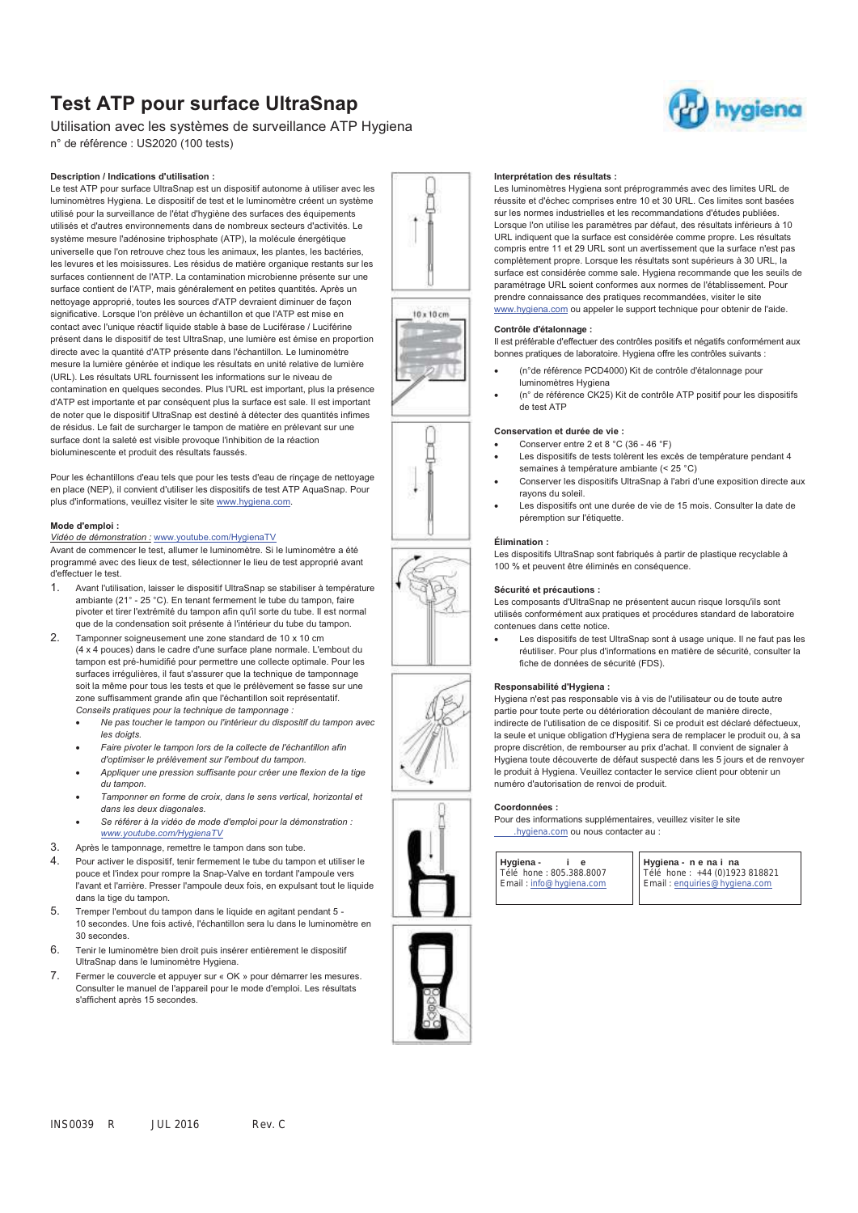# Test ATP pour surface UltraSnap

Utilisation avec les systèmes de surveillance ATP Hygiena

n° de référence : US2020 (100 tests)

**Description / Indications d'utilisation :**

Le test ATP pour surface UltraSnap est un dispositif autonome à utiliser avec les luminomètres Hygiena. Le dispositif de test et le luminomètre créent un système utilisé pour la surveillance de l'état d'hygiène des surfaces des équipements utilisés et d'autres environnements dans de nombreux secteurs d'activités. Le système mesure l'adénosine triphosphate (ATP), la molécule énergétique universelle que l'on retrouve chez tous les animaux, les plantes, les bactéries, les levures et les moisissures. Les résidus de matière organique restants sur les surfaces contiennent de l'ATP. La contamination microbienne présente sur une surface contient de l'ATP, mais généralement en petites quantités. Après un nettoyage approprié, toutes les sources d'ATP devraient diminuer de façon significative. Lorsque l'on prélève un échantillon et que l'ATP est mise en contact avec l'unique réactif liquide stable à base de Luciférase / Luciférine présent dans le dispositif de test UltraSnap, une lumière est émise en proportion directe avec la quantité d'ATP présente dans l'échantillon. Le luminomètre mesure la lumière générée et indique les résultats en unité relative de lumière (URL). Les résultats URL fournissent les informations sur le niveau de contamination en quelques secondes. Plus l'URL est important, plus la présence d'ATP est importante et par conséquent plus la surface est sale. Il est important de noter que le dispositif UltraSnap est destiné à détecter des quantités infimes de résidus. Le fait de surcharger le tampon de matière en prélevant sur une surface dont la saleté est visible provoque l'inhibition de la réaction bioluminescente et produit des résultats faussés.

Pour les échantillons d'eau tels que pour les tests d'eau de rinçage de nettoyage en place (NEP), il convient d'utiliser les dispositifs de test ATP AquaSnap. Pour plus d'informations, veuillez visiter le site www.hygiena.com.

**Mode d'emploi :**

*Vidéo de démonstration :* www.youtube.com/HygienaTV

Avant de commencer le test, allumer le luminomètre. Si le luminomètre a été programmé avec des lieux de test, sélectionner le lieu de test approprié avant d'effectuer le test.

1. Avant l'utilisation, laisser le dispositif UltraSnap se stabiliser à température ambiante (21° - 25 °C). En tenant fermement le tube du tampon, faire pivoter et tirer l'extrémité du tampon afin qu'il sorte du tube. Il est normal que de la condensation soit présente à l'intérieur du tube du tampon.
2. Tamponner soigneusement une zone standard de 10 x 10 cm (4 x 4 pouces) dans le cadre d'une surface plane normale. L'embout du tampon est pré-humidifié pour permettre une collecte optimale. Pour les surfaces irrégulières, il faut s'assurer que la technique de tamponnage soit la même pour tous les tests et que le prélèvement se fasse sur une zone suffisamment grande afin que l'échantillon soit représentatif.
   *Conseils pratiques pour la technique de tamponnage :*
   - *Ne pas toucher le tampon ou l'intérieur du dispositif du tampon avec les doigts.*
   - *Faire pivoter le tampon lors de la collecte de l'échantillon afin d'optimiser le prélèvement sur l'embout du tampon.*
   - *Appliquer une pression suffisante pour créer une flexion de la tige du tampon.*
   - *Tamponner en forme de croix, dans le sens vertical, horizontal et dans les deux diagonales.*
   - *Se référer à la vidéo de mode d'emploi pour la démonstration : www.youtube.com/HygienaTV*
3. Après le tamponnage, remettre le tampon dans son tube.
4. Pour activer le dispositif, tenir fermement le tube du tampon et utiliser le pouce et l'index pour rompre la Snap-Valve en tordant l'ampoule vers l'avant et l'arrière. Presser l'ampoule deux fois, en expulsant tout le liquide dans la tige du tampon.
5. Tremper l'embout du tampon dans le liquide en agitant pendant 5 - 10 secondes. Une fois activé, l'échantillon sera lu dans le luminomètre en 30 secondes.
6. Tenir le luminomètre bien droit puis insérer entièrement le dispositif UltraSnap dans le luminomètre Hygiena.
7. Fermer le couvercle et appuyer sur « OK » pour démarrer les mesures. Consulter le manuel de l'appareil pour le mode d'emploi. Les résultats s'affichent après 15 secondes.

10 x 10 cm

**Interprétation des résultats :**

Les luminomètres Hygiena sont préprogrammés avec des limites URL de réussite et d'échec comprises entre 10 et 30 URL. Ces limites sont basées sur les normes industrielles et les recommandations d'études publiées. Lorsque l'on utilise les paramètres par défaut, des résultats inférieurs à 10 URL indiquent que la surface est considérée comme propre. Les résultats compris entre 11 et 29 URL sont un avertissement que la surface n'est pas complètement propre. Lorsque les résultats sont supérieurs à 30 URL, la surface est considérée comme sale. Hygiena recommande que les seuils de paramétrage URL soient conformes aux normes de l'établissement. Pour prendre connaissance des paramètres recommandées, visiter le site www.hygiena.com ou appeler le support technique pour obtenir de l'aide.

**Contrôle d'étalonnage :**

Il est préférable d'effectuer des contrôles positifs et négatifs conformément aux bonnes pratiques de laboratoire. Hygiena offre les contrôles suivants :

- (n°de référence PCD4000) Kit de contrôle d'étalonnage pour luminomètres Hygiena
- (n° de référence CK25) Kit de contrôle ATP positif pour les dispositifs de test ATP

**Conservation et durée de vie :**

- Conserver entre 2 et 8 °C (36 - 46 °F)
- Les dispositifs de tests tolèrent les excès de température pendant 4 semaines à température ambiante (< 25 °C)
- Conserver les dispositifs UltraSnap à l'abri d'une exposition directe aux rayons du soleil.
- Les dispositifs ont une durée de vie de 15 mois. Consulter la date de péremption sur l'étiquette.

**Élimination :**

Les dispositifs UltraSnap sont fabriqués à partir de plastique recyclable à 100 % et peuvent être éliminés en conséquence.

**Sécurité et précautions :**

Les composants d'UltraSnap ne présentent aucun risque lorsqu'ils sont utilisés conformément aux pratiques et procédures standard de laboratoire contenues dans cette notice.

- Les dispositifs de test UltraSnap sont à usage unique. Il ne faut pas les réutiliser. Pour plus d'informations en matière de sécurité, consulter la fiche de données de sécurité (FDS).

**Responsabilité d'Hygiena :**

Hygiena n'est pas responsable vis à vis de l'utilisateur ou de toute autre partie pour toute perte ou détérioration découlant de manière directe, indirecte de l'utilisation de ce dispositif. Si ce produit est déclaré défectueux, la seule et unique obligation d'Hygiena sera de remplacer le produit ou, à sa propre discrétion, de rembourser au prix d'achat. Il convient de signaler à Hygiena toute découverte de défaut suspecté dans les 5 jours et de renvoyer le produit à Hygiena. Veuillez contacter le service client pour obtenir un numéro d'autorisation de renvoi de produit.

**Coordonnées :**

Pour des informations supplémentaires, veuillez visiter le site .hygiena.com ou nous contacter au :

| Hygiena - i e<br>Télé hone : 805.388.8007<br>Email : info@hygiena.com | Hygiena - n e na i na<br>Télé hone : +44 (0)1923 818821<br>Email : enquiries@hygiena.com |
|---|---|

INS0039 R JUL 2016 Rev. C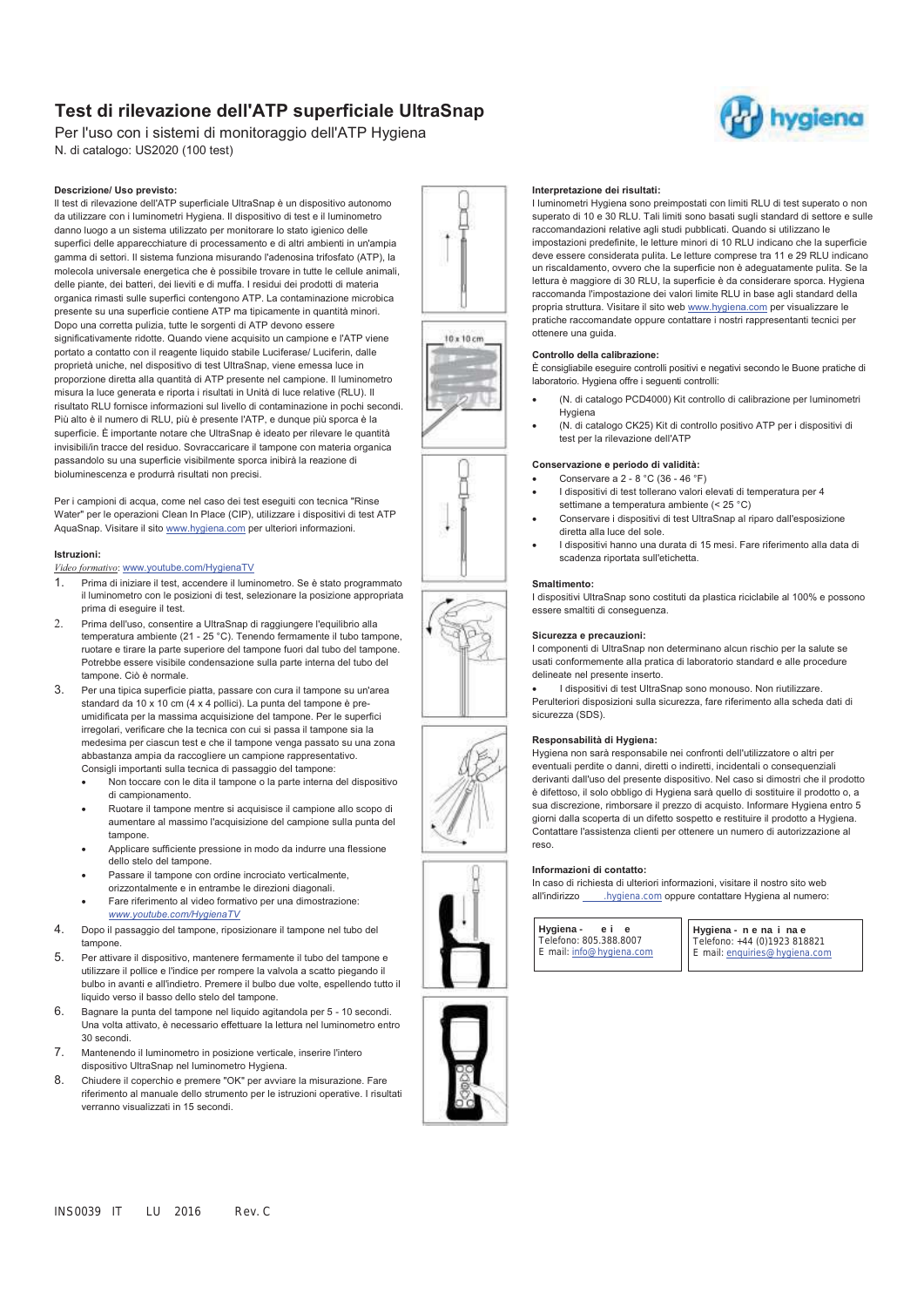# Test di rilevazione dell'ATP superficiale UltraSnap

Per l'uso con i sistemi di monitoraggio dell'ATP Hygiena

N. di catalogo: US2020 (100 test)

#### Descrizione/ Uso previsto:

Il test di rilevazione dell'ATP superficiale UltraSnap è un dispositivo autonomo da utilizzare con i luminometri Hygiena. Il dispositivo di test e il luminometro danno luogo a un sistema utilizzato per monitorare lo stato igienico delle superfici delle apparecchiature di processamento e di altri ambienti in un'ampia gamma di settori. Il sistema funziona misurando l'adenosina trifosfato (ATP), la molecola universale energetica che è possibile trovare in tutte le cellule animali, delle piante, dei batteri, dei lieviti e di muffa. I residui dei prodotti di materia organica rimasti sulle superfici contengono ATP. La contaminazione microbica presente su una superficie contiene ATP ma tipicamente in quantità minori. Dopo una corretta pulizia, tutte le sorgenti di ATP devono essere significativamente ridotte. Quando viene acquisito un campione e l'ATP viene portato a contatto con il reagente liquido stabile Luciferase/ Luciferin, dalle proprietà uniche, nel dispositivo di test UltraSnap, viene emessa luce in proporzione diretta alla quantità di ATP presente nel campione. Il luminometro misura la luce generata e riporta i risultati in Unità di luce relative (RLU). Il risultato RLU fornisce informazioni sul livello di contaminazione in pochi secondi. Più alto è il numero di RLU, più è presente l'ATP, e dunque più sporca è la superficie. È importante notare che UltraSnap è ideato per rilevare le quantità invisibili/in tracce del residuo. Sovraccaricare il tampone con materia organica passandolo su una superficie visibilmente sporca inibirà la reazione di bioluminescenza e produrrà risultati non precisi.

Per i campioni di acqua, come nel caso dei test eseguiti con tecnica "Rinse Water" per le operazioni Clean In Place (CIP), utilizzare i dispositivi di test ATP AquaSnap. Visitare il sito www.hygiena.com per ulteriori informazioni.

#### Istruzioni:

*Video formativo*: www.youtube.com/HygienaTV

1. Prima di iniziare il test, accendere il luminometro. Se è stato programmato il luminometro con le posizioni di test, selezionare la posizione appropriata prima di eseguire il test.
2. Prima dell'uso, consentire a UltraSnap di raggiungere l'equilibrio alla temperatura ambiente (21 - 25 °C). Tenendo fermamente il tubo tampone, ruotare e tirare la parte superiore del tampone fuori dal tubo del tampone. Potrebbe essere visibile condensazione sulla parte interna del tubo del tampone. Ciò è normale.
3. Per una tipica superficie piatta, passare con cura il tampone su un'area standard da 10 x 10 cm (4 x 4 pollici). La punta del tampone è pre-umidificata per la massima acquisizione del tampone. Per le superfici irregolari, verificare che la tecnica con cui si passa il tampone sia la medesima per ciascun test e che il tampone venga passato su una zona abbastanza ampia da raccogliere un campione rappresentativo. Consigli importanti sulla tecnica di passaggio del tampone:
   - Non toccare con le dita il tampone o la parte interna del dispositivo di campionamento.
   - Ruotare il tampone mentre si acquisisce il campione allo scopo di aumentare al massimo l'acquisizione del campione sulla punta del tampone.
   - Applicare sufficiente pressione in modo da indurre una flessione dello stelo del tampone.
   - Passare il tampone con ordine incrociato verticalmente, orizzontalmente e in entrambe le direzioni diagonali.
   - Fare riferimento al video formativo per una dimostrazione: *www.youtube.com/HygienaTV*
4. Dopo il passaggio del tampone, riposizionare il tampone nel tubo del tampone.
5. Per attivare il dispositivo, mantenere fermamente il tubo del tampone e utilizzare il pollice e l'indice per rompere la valvola a scatto piegando il bulbo in avanti e all'indietro. Premere il bulbo due volte, espellendo tutto il liquido verso il basso dello stelo del tampone.
6. Bagnare la punta del tampone nel liquido agitandola per 5 - 10 secondi. Una volta attivato, è necessario effettuare la lettura nel luminometro entro 30 secondi.
7. Mantenendo il luminometro in posizione verticale, inserire l'intero dispositivo UltraSnap nel luminometro Hygiena.
8. Chiudere il coperchio e premere "OK" per avviare la misurazione. Fare riferimento al manuale dello strumento per le istruzioni operative. I risultati verranno visualizzati in 15 secondi.

10 x 10 cm

#### Interpretazione dei risultati:

I luminometri Hygiena sono preimpostati con limiti RLU di test superato o non superato di 10 e 30 RLU. Tali limiti sono basati sugli standard di settore e sulle raccomandazioni relative agli studi pubblicati. Quando si utilizzano le impostazioni predefinite, le letture minori di 10 RLU indicano che la superficie deve essere considerata pulita. Le letture comprese tra 11 e 29 RLU indicano un riscaldamento, ovvero che la superficie non è adeguatamente pulita. Se la lettura è maggiore di 30 RLU, la superficie è da considerare sporca. Hygiena raccomanda l'impostazione dei valori limite RLU in base agli standard della propria struttura. Visitare il sito web www.hygiena.com per visualizzare le pratiche raccomandate oppure contattare i nostri rappresentanti tecnici per ottenere una guida.

#### Controllo della calibrazione:

È consigliabile eseguire controlli positivi e negativi secondo le Buone pratiche di laboratorio. Hygiena offre i seguenti controlli:

- (N. di catalogo PCD4000) Kit controllo di calibrazione per luminometri Hygiena
- (N. di catalogo CK25) Kit di controllo positivo ATP per i dispositivi di test per la rilevazione dell'ATP

#### Conservazione e periodo di validità:

- Conservare a 2 - 8 °C (36 - 46 °F)
- I dispositivi di test tollerano valori elevati di temperatura per 4 settimane a temperatura ambiente (< 25 °C)
- Conservare i dispositivi di test UltraSnap al riparo dall'esposizione diretta alla luce del sole.
- I dispositivi hanno una durata di 15 mesi. Fare riferimento alla data di scadenza riportata sull'etichetta.

#### Smaltimento:

I dispositivi UltraSnap sono costituiti da plastica riciclabile al 100% e possono essere smaltiti di conseguenza.

#### Sicurezza e precauzioni:

I componenti di UltraSnap non determinano alcun rischio per la salute se usati conformemente alla pratica di laboratorio standard e alle procedure delineate nel presente inserto.

- I dispositivi di test UltraSnap sono monouso. Non riutilizzare.

Perulteriori disposizioni sulla sicurezza, fare riferimento alla scheda dati di sicurezza (SDS).

#### Responsabilità di Hygiena:

Hygiena non sarà responsabile nei confronti dell'utilizzatore o altri per eventuali perdite o danni, diretti o indiretti, incidentali o consequenziali derivanti dall'uso del presente dispositivo. Nel caso si dimostri che il prodotto è difettoso, il solo obbligo di Hygiena sarà quello di sostituire il prodotto o, a sua discrezione, rimborsare il prezzo di acquisto. Informare Hygiena entro 5 giorni dalla scoperta di un difetto sospetto e restituire il prodotto a Hygiena. Contattare l'assistenza clienti per ottenere un numero di autorizzazione al reso.

#### Informazioni di contatto:

In caso di richiesta di ulteriori informazioni, visitare il nostro sito web all'indirizzo .hygiena.com oppure contattare Hygiena al numero:

| | |
|---|---|
| **Hygiena - e i e**<br>Telefono: 805.388.8007<br>E mail: info@hygiena.com | **Hygiena - n e na i na e**<br>Telefono: +44 (0)1923 818821<br>E mail: enquiries@hygiena.com |

INS0039 IT LU 2016 Rev. C